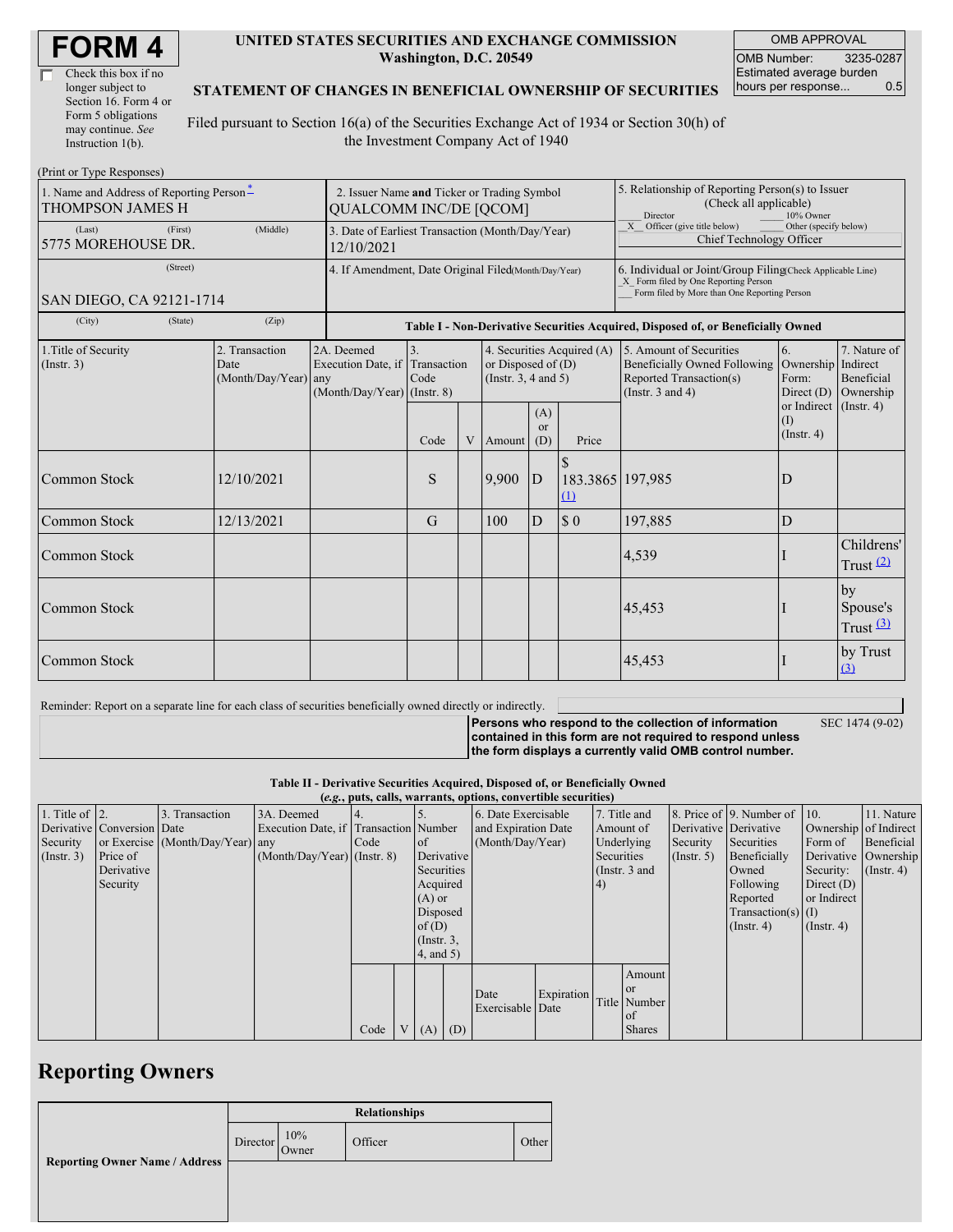# FORM 4

☐ Check this box if no longer subject to Section 16. Form 4 or Form 5 obligations may continue. *See* Instruction 1(b).

**UNITED STATES SECURITIES AND EXCHANGE COMMISSION**
**Washington, D.C. 20549**

**STATEMENT OF CHANGES IN BENEFICIAL OWNERSHIP OF SECURITIES**

Filed pursuant to Section 16(a) of the Securities Exchange Act of 1934 or Section 30(h) of the Investment Company Act of 1940

| OMB APPROVAL | |
|---|---|
| OMB Number: | 3235-0287 |
| Estimated average burden hours per response... | 0.5 |

(Print or Type Responses)

| 1. Name and Address of Reporting Person * | 2. Issuer Name **and** Ticker or Trading Symbol | 5. Relationship of Reporting Person(s) to Issuer (Check all applicable) |
|---|---|---|
| THOMPSON JAMES H | QUALCOMM INC/DE [QCOM] | ___ Director ___ 10% Owner |
| (Last) (First) (Middle) 5775 MOREHOUSE DR. | 3. Date of Earliest Transaction (Month/Day/Year) 12/10/2021 | _X_ Officer (give title below) ___ Other (specify below) Chief Technology Officer |
| (Street) SAN DIEGO, CA 92121-1714 | 4. If Amendment, Date Original Filed (Month/Day/Year) | 6. Individual or Joint/Group Filing (Check Applicable Line) _X_ Form filed by One Reporting Person ___ Form filed by More than One Reporting Person |
| (City) (State) (Zip) | | |

**Table I - Non-Derivative Securities Acquired, Disposed of, or Beneficially Owned**

| 1.Title of Security (Instr. 3) | 2. Transaction Date (Month/Day/Year) | 2A. Deemed Execution Date, if any (Month/Day/Year) | 3. Transaction Code (Instr. 8) | | 4. Securities Acquired (A) or Disposed of (D) (Instr. 3, 4 and 5) | | | 5. Amount of Securities Beneficially Owned Following Reported Transaction(s) (Instr. 3 and 4) | 6. Ownership Form: Direct (D) or Indirect (I) (Instr. 4) | 7. Nature of Indirect Beneficial Ownership (Instr. 4) |
|---|---|---|---|---|---|---|---|---|---|---|
| | | | Code | V | Amount | (A) or (D) | Price | | | |
| Common Stock | 12/10/2021 | | S | | 9,900 | D | $ 183.3865 (1) | 197,985 | D | |
| Common Stock | 12/13/2021 | | G | | 100 | D | $ 0 | 197,885 | D | |
| Common Stock | | | | | | | | 4,539 | I | Childrens' Trust (2) |
| Common Stock | | | | | | | | 45,453 | I | by Spouse's Trust (3) |
| Common Stock | | | | | | | | 45,453 | I | by Trust (3) |

Reminder: Report on a separate line for each class of securities beneficially owned directly or indirectly.

**Persons who respond to the collection of information contained in this form are not required to respond unless the form displays a currently valid OMB control number.** SEC 1474 (9-02)

**Table II - Derivative Securities Acquired, Disposed of, or Beneficially Owned**
**(*e.g.*, puts, calls, warrants, options, convertible securities)**

| 1. Title of Derivative Security (Instr. 3) | 2. Conversion or Exercise Price of Derivative Security | 3. Transaction Date (Month/Day/Year) | 3A. Deemed Execution Date, if any (Month/Day/Year) | 4. Transaction Code (Instr. 8) | | 5. Number of Derivative Securities Acquired (A) or Disposed of (D) (Instr. 3, 4, and 5) | | 6. Date Exercisable and Expiration Date (Month/Day/Year) | | 7. Title and Amount of Underlying Securities (Instr. 3 and 4) | | 8. Price of Derivative Security (Instr. 5) | 9. Number of Derivative Securities Beneficially Owned Following Reported Transaction(s) (Instr. 4) | 10. Ownership Form of Derivative Security: Direct (D) or Indirect (I) (Instr. 4) | 11. Nature of Indirect Beneficial Ownership (Instr. 4) |
|---|---|---|---|---|---|---|---|---|---|---|---|---|---|---|---|
| | | | | Code | V | (A) | (D) | Date Exercisable | Expiration Date | Title | Amount or Number of Shares | | | | |

## Reporting Owners

| Reporting Owner Name / Address | Relationships | | | |
|---|---|---|---|---|
| | Director | 10% Owner | Officer | Other |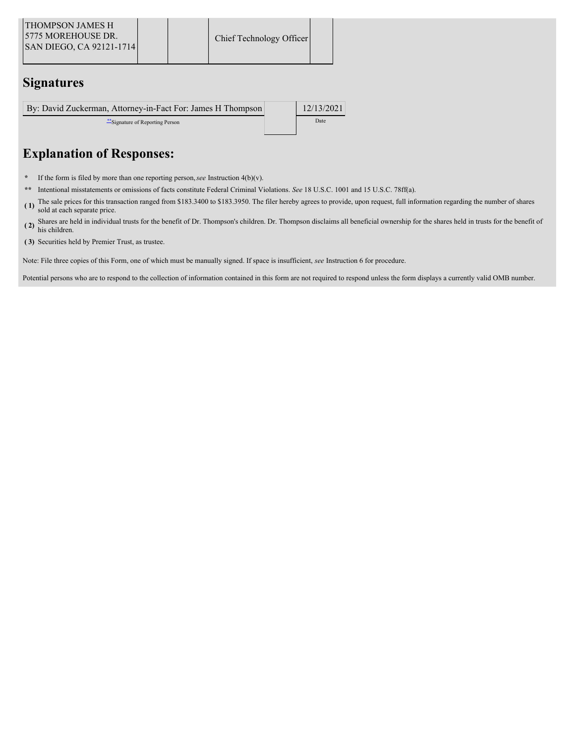| | | | | |
|---|---|---|---|---|
| THOMPSON JAMES H<br>5775 MOREHOUSE DR.<br>SAN DIEGO, CA 92121-1714 | | | Chief Technology Officer | |

## Signatures

| | | |
|---|---|---|
| By: David Zuckerman, Attorney-in-Fact For: James H Thompson | | 12/13/2021 |
| **Signature of Reporting Person | | Date |

## Explanation of Responses:

\* If the form is filed by more than one reporting person, *see* Instruction 4(b)(v).

** Intentional misstatements or omissions of facts constitute Federal Criminal Violations. *See* 18 U.S.C. 1001 and 15 U.S.C. 78ff(a).

( 1) The sale prices for this transaction ranged from $183.3400 to $183.3950. The filer hereby agrees to provide, upon request, full information regarding the number of shares sold at each separate price.

( 2) Shares are held in individual trusts for the benefit of Dr. Thompson's children. Dr. Thompson disclaims all beneficial ownership for the shares held in trusts for the benefit of his children.

( 3) Securities held by Premier Trust, as trustee.

Note: File three copies of this Form, one of which must be manually signed. If space is insufficient, *see* Instruction 6 for procedure.

Potential persons who are to respond to the collection of information contained in this form are not required to respond unless the form displays a currently valid OMB number.